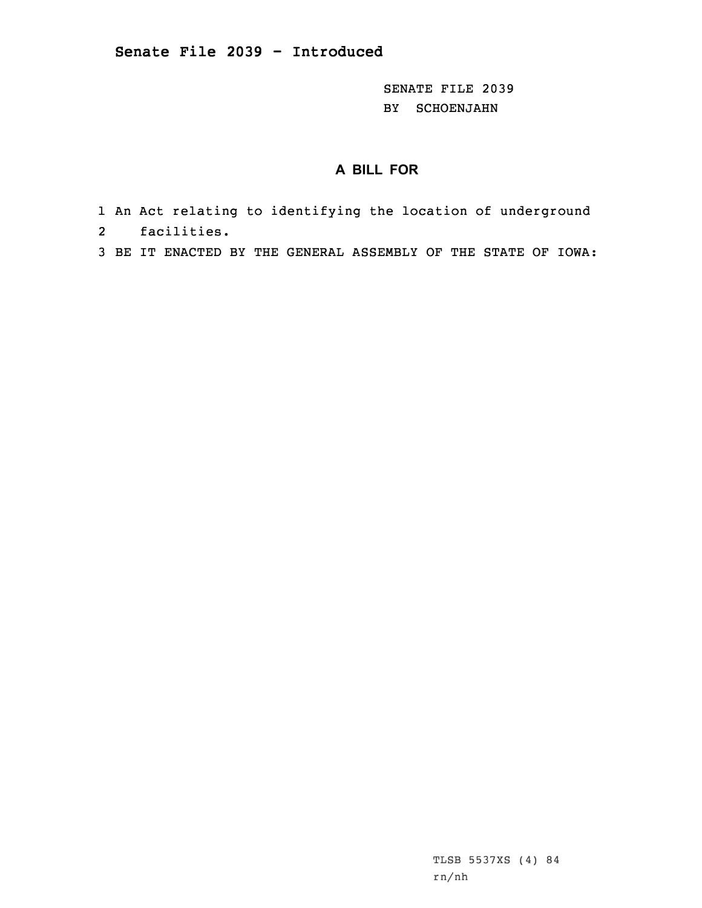**Senate File 2039 - Introduced**

SENATE FILE 2039
BY SCHOENJAHN

## A BILL FOR

1 An Act relating to identifying the location of underground
2 facilities.
3 BE IT ENACTED BY THE GENERAL ASSEMBLY OF THE STATE OF IOWA:

TLSB 5537XS (4) 84
rn/nh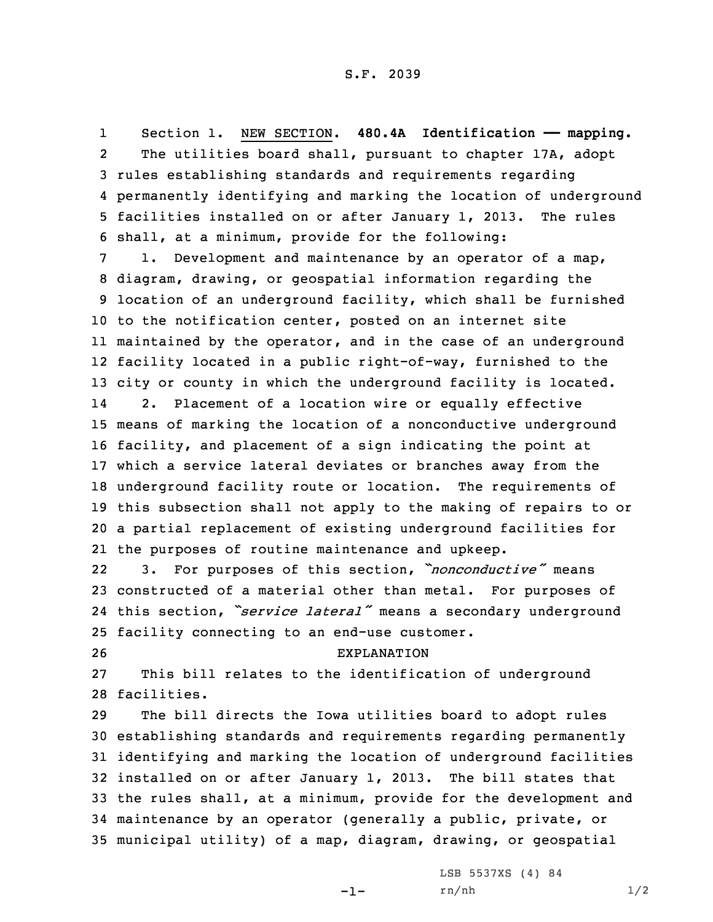S.F. 2039

Section 1. NEW SECTION. **480.4A Identification —— mapping.**

The utilities board shall, pursuant to chapter 17A, adopt rules establishing standards and requirements regarding permanently identifying and marking the location of underground facilities installed on or after January 1, 2013. The rules shall, at a minimum, provide for the following:

1. Development and maintenance by an operator of a map, diagram, drawing, or geospatial information regarding the location of an underground facility, which shall be furnished to the notification center, posted on an internet site maintained by the operator, and in the case of an underground facility located in a public right-of-way, furnished to the city or county in which the underground facility is located.

2. Placement of a location wire or equally effective means of marking the location of a nonconductive underground facility, and placement of a sign indicating the point at which a service lateral deviates or branches away from the underground facility route or location. The requirements of this subsection shall not apply to the making of repairs to or a partial replacement of existing underground facilities for the purposes of routine maintenance and upkeep.

3. For purposes of this section, *"nonconductive"* means constructed of a material other than metal. For purposes of this section, *"service lateral"* means a secondary underground facility connecting to an end-use customer.

EXPLANATION

This bill relates to the identification of underground facilities.

The bill directs the Iowa utilities board to adopt rules establishing standards and requirements regarding permanently identifying and marking the location of underground facilities installed on or after January 1, 2013. The bill states that the rules shall, at a minimum, provide for the development and maintenance by an operator (generally a public, private, or municipal utility) of a map, diagram, drawing, or geospatial

LSB 5537XS (4) 84
rn/nh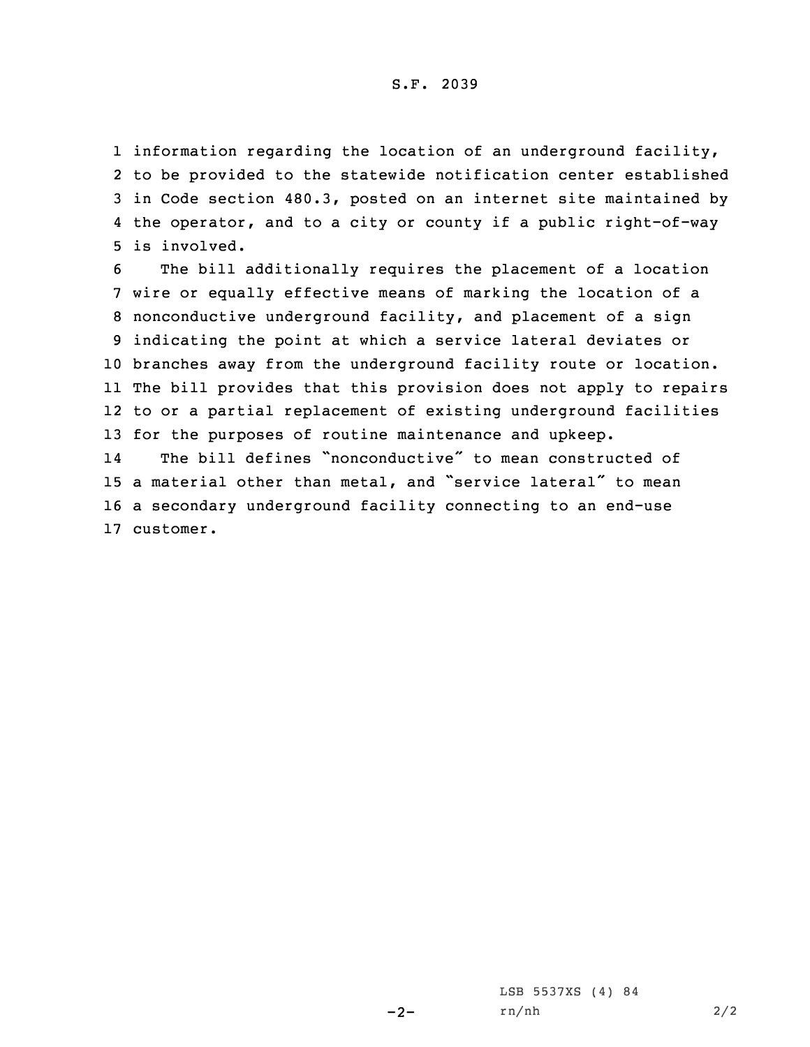information regarding the location of an underground facility, to be provided to the statewide notification center established in Code section 480.3, posted on an internet site maintained by the operator, and to a city or county if a public right-of-way is involved.

The bill additionally requires the placement of a location wire or equally effective means of marking the location of a nonconductive underground facility, and placement of a sign indicating the point at which a service lateral deviates or branches away from the underground facility route or location. The bill provides that this provision does not apply to repairs to or a partial replacement of existing underground facilities for the purposes of routine maintenance and upkeep.

The bill defines "nonconductive" to mean constructed of a material other than metal, and "service lateral" to mean a secondary underground facility connecting to an end-use customer.

LSB 5537XS (4) 84
rn/nh